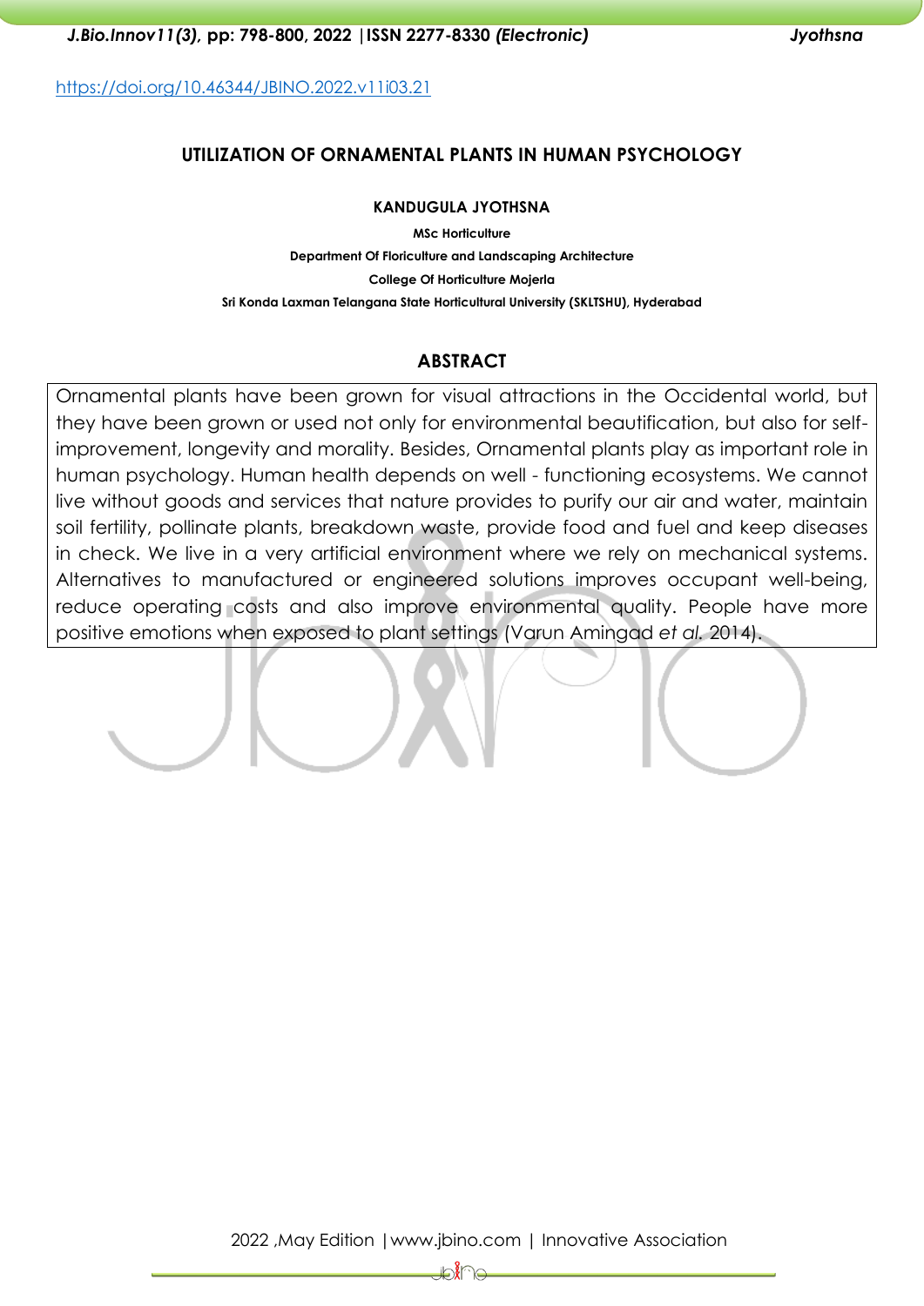https://doi.org/10.46344/JBINO.2022.v11i03.21

# UTILIZATION OF ORNAMENTAL PLANTS IN HUMAN PSYCHOLOGY

**KANDUGULA JYOTHSNA**

**MSc Horticulture**

**Department Of Floriculture and Landscaping Architecture**

**College Of Horticulture Mojerla**

**Sri Konda Laxman Telangana State Horticultural University (SKLTSHU), Hyderabad**

## ABSTRACT

Ornamental plants have been grown for visual attractions in the Occidental world, but they have been grown or used not only for environmental beautification, but also for self-improvement, longevity and morality. Besides, Ornamental plants play as important role in human psychology. Human health depends on well - functioning ecosystems. We cannot live without goods and services that nature provides to purify our air and water, maintain soil fertility, pollinate plants, breakdown waste, provide food and fuel and keep diseases in check. We live in a very artificial environment where we rely on mechanical systems. Alternatives to manufactured or engineered solutions improves occupant well-being, reduce operating costs and also improve environmental quality. People have more positive emotions when exposed to plant settings (Varun Amingad *et al.* 2014).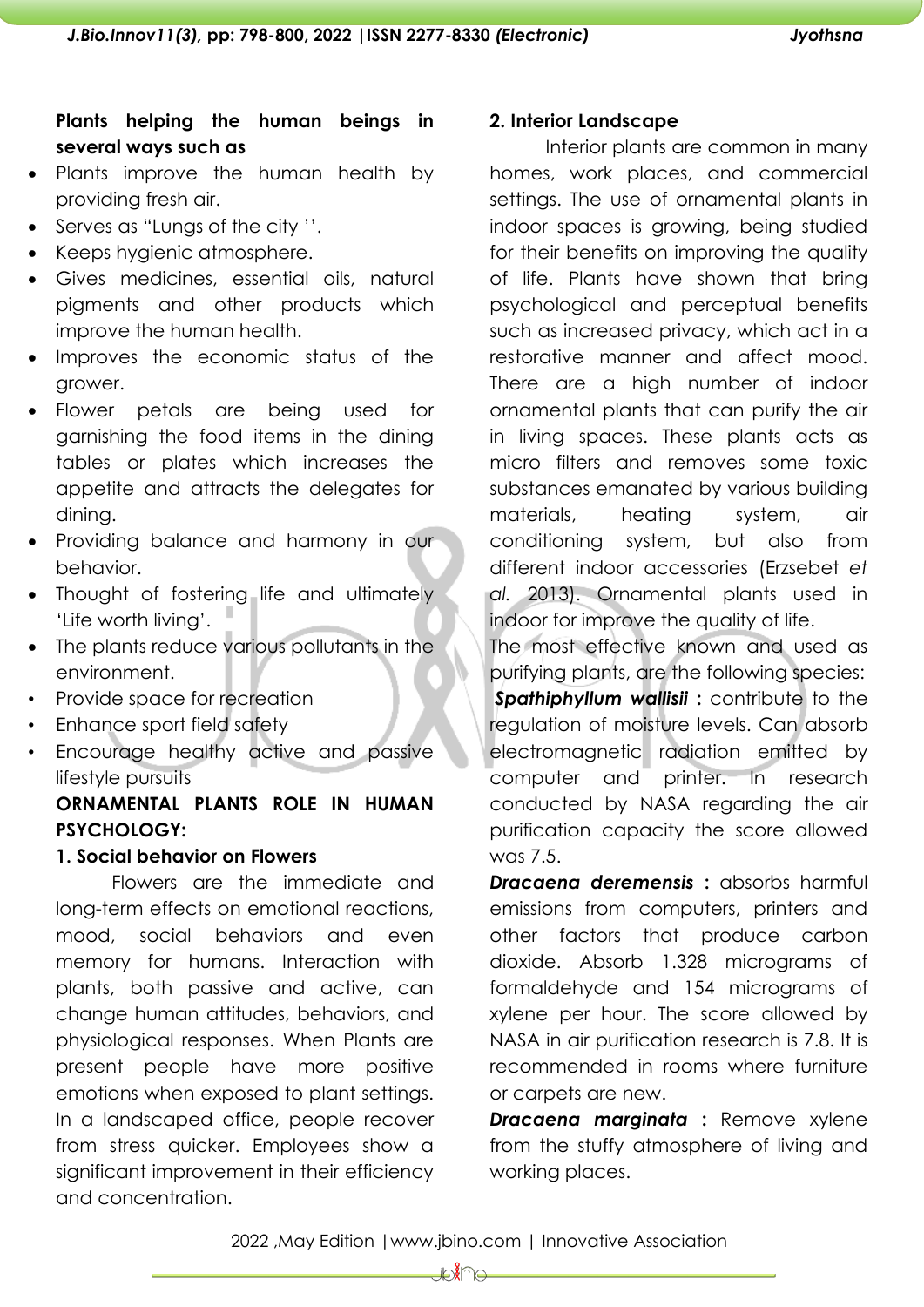**Plants helping the human beings in several ways such as**

- Plants improve the human health by providing fresh air.
- Serves as "Lungs of the city ''.
- Keeps hygienic atmosphere.
- Gives medicines, essential oils, natural pigments and other products which improve the human health.
- Improves the economic status of the grower.
- Flower petals are being used for garnishing the food items in the dining tables or plates which increases the appetite and attracts the delegates for dining.
- Providing balance and harmony in our behavior.
- Thought of fostering life and ultimately 'Life worth living'.
- The plants reduce various pollutants in the environment.
- Provide space for recreation
- Enhance sport field safety
- Encourage healthy active and passive lifestyle pursuits

**ORNAMENTAL PLANTS ROLE IN HUMAN PSYCHOLOGY:**

**1. Social behavior on Flowers**

Flowers are the immediate and long-term effects on emotional reactions, mood, social behaviors and even memory for humans. Interaction with plants, both passive and active, can change human attitudes, behaviors, and physiological responses. When Plants are present people have more positive emotions when exposed to plant settings. In a landscaped office, people recover from stress quicker. Employees show a significant improvement in their efficiency and concentration.

**2. Interior Landscape**

Interior plants are common in many homes, work places, and commercial settings. The use of ornamental plants in indoor spaces is growing, being studied for their benefits on improving the quality of life. Plants have shown that bring psychological and perceptual benefits such as increased privacy, which act in a restorative manner and affect mood. There are a high number of indoor ornamental plants that can purify the air in living spaces. These plants acts as micro filters and removes some toxic substances emanated by various building materials, heating system, air conditioning system, but also from different indoor accessories (Erzsebet *et al.* 2013). Ornamental plants used in indoor for improve the quality of life.

The most effective known and used as purifying plants, are the following species:

***Spathiphyllum wallisii*** **:** contribute to the regulation of moisture levels. Can absorb electromagnetic radiation emitted by computer and printer. In research conducted by NASA regarding the air purification capacity the score allowed was 7.5.

***Dracaena deremensis*** **:** absorbs harmful emissions from computers, printers and other factors that produce carbon dioxide. Absorb 1.328 micrograms of formaldehyde and 154 micrograms of xylene per hour. The score allowed by NASA in air purification research is 7.8. It is recommended in rooms where furniture or carpets are new.

***Dracaena marginata*** **:** Remove xylene from the stuffy atmosphere of living and working places.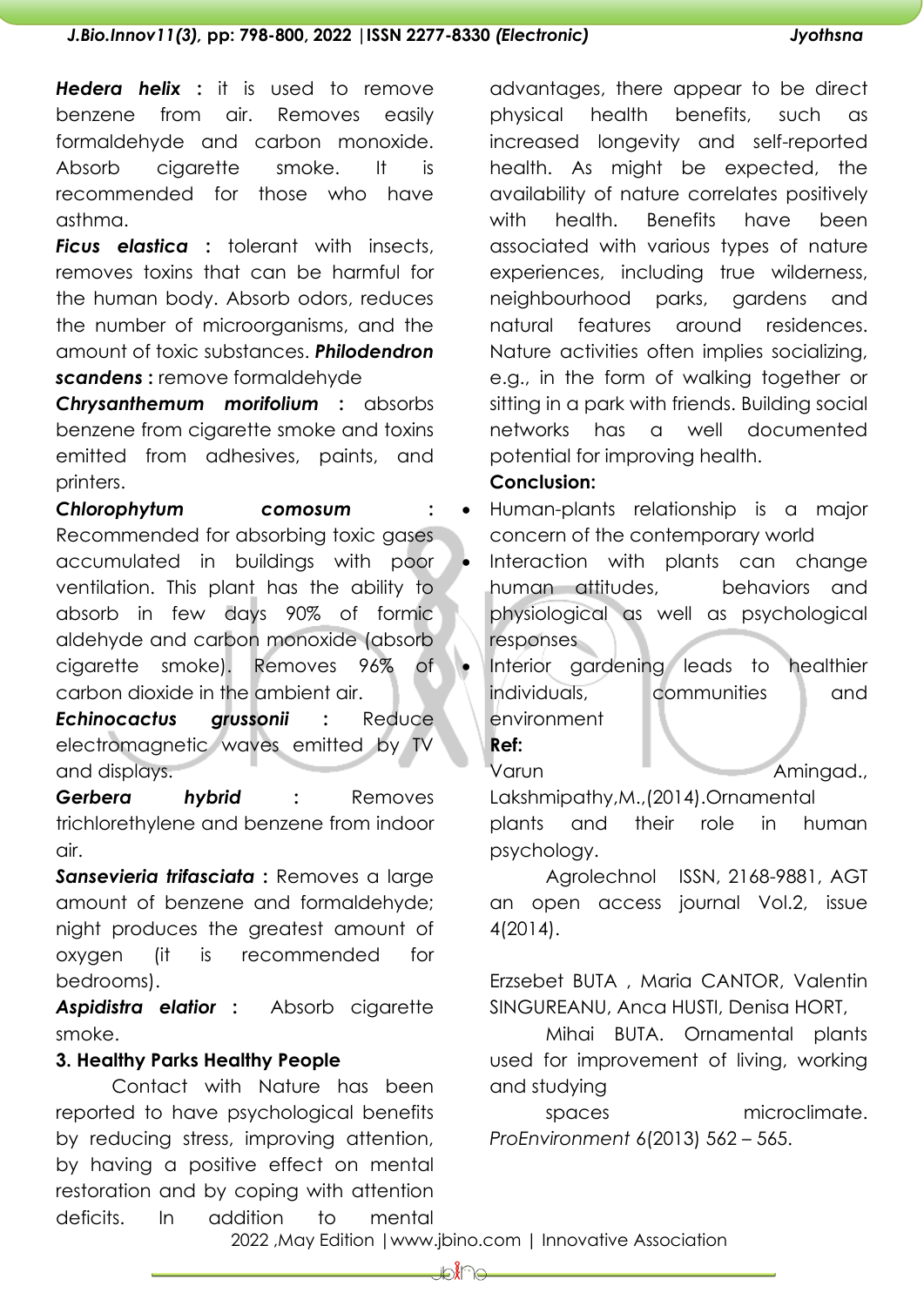***Hedera helix*** **:** it is used to remove benzene from air. Removes easily formaldehyde and carbon monoxide. Absorb cigarette smoke. It is recommended for those who have asthma.

***Ficus elastica*** **:** tolerant with insects, removes toxins that can be harmful for the human body. Absorb odors, reduces the number of microorganisms, and the amount of toxic substances. ***Philodendron scandens*** **:** remove formaldehyde

***Chrysanthemum morifolium*** **:** absorbs benzene from cigarette smoke and toxins emitted from adhesives, paints, and printers.

***Chlorophytum comosum*** **:** Recommended for absorbing toxic gases accumulated in buildings with poor ventilation. This plant has the ability to absorb in few days 90% of formic aldehyde and carbon monoxide (absorb cigarette smoke). Removes 96% of carbon dioxide in the ambient air.

***Echinocactus grussonii*** **:** Reduce electromagnetic waves emitted by TV and displays.

***Gerbera hybrid*** **:** Removes trichlorethylene and benzene from indoor air.

***Sansevieria trifasciata*** **:** Removes a large amount of benzene and formaldehyde; night produces the greatest amount of oxygen (it is recommended for bedrooms).

***Aspidistra elatior*** **:** Absorb cigarette smoke.

### 3. Healthy Parks Healthy People

Contact with Nature has been reported to have psychological benefits by reducing stress, improving attention, by having a positive effect on mental restoration and by coping with attention deficits. In addition to mental advantages, there appear to be direct physical health benefits, such as increased longevity and self-reported health. As might be expected, the availability of nature correlates positively with health. Benefits have been associated with various types of nature experiences, including true wilderness, neighbourhood parks, gardens and natural features around residences. Nature activities often implies socializing, e.g., in the form of walking together or sitting in a park with friends. Building social networks has a well documented potential for improving health.

### Conclusion:

- Human-plants relationship is a major concern of the contemporary world
- Interaction with plants can change human attitudes, behaviors and physiological as well as psychological responses
- Interior gardening leads to healthier individuals, communities and environment

### Ref:

Varun Amingad., Lakshmipathy,M.,(2014).Ornamental plants and their role in human psychology.

Agrolechnol ISSN, 2168-9881, AGT an open access journal Vol.2, issue 4(2014).

Erzsebet BUTA , Maria CANTOR, Valentin SINGUREANU, Anca HUSTI, Denisa HORT,

Mihai BUTA. Ornamental plants used for improvement of living, working and studying

spaces microclimate. *ProEnvironment* 6(2013) 562 – 565.